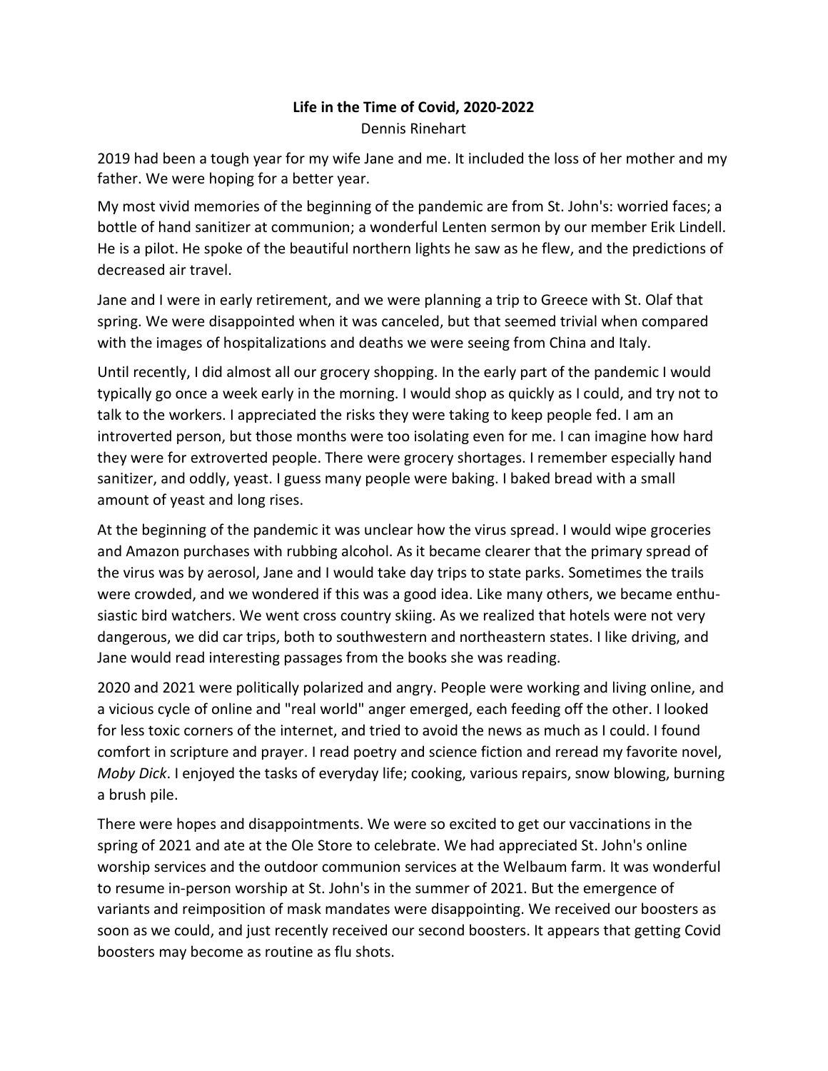**Life in the Time of Covid, 2020-2022**

Dennis Rinehart

2019 had been a tough year for my wife Jane and me. It included the loss of her mother and my father. We were hoping for a better year.

My most vivid memories of the beginning of the pandemic are from St. John's: worried faces; a bottle of hand sanitizer at communion; a wonderful Lenten sermon by our member Erik Lindell. He is a pilot. He spoke of the beautiful northern lights he saw as he flew, and the predictions of decreased air travel.

Jane and I were in early retirement, and we were planning a trip to Greece with St. Olaf that spring. We were disappointed when it was canceled, but that seemed trivial when compared with the images of hospitalizations and deaths we were seeing from China and Italy.

Until recently, I did almost all our grocery shopping. In the early part of the pandemic I would typically go once a week early in the morning. I would shop as quickly as I could, and try not to talk to the workers. I appreciated the risks they were taking to keep people fed. I am an introverted person, but those months were too isolating even for me. I can imagine how hard they were for extroverted people. There were grocery shortages. I remember especially hand sanitizer, and oddly, yeast. I guess many people were baking. I baked bread with a small amount of yeast and long rises.

At the beginning of the pandemic it was unclear how the virus spread. I would wipe groceries and Amazon purchases with rubbing alcohol. As it became clearer that the primary spread of the virus was by aerosol, Jane and I would take day trips to state parks. Sometimes the trails were crowded, and we wondered if this was a good idea. Like many others, we became enthusiastic bird watchers. We went cross country skiing. As we realized that hotels were not very dangerous, we did car trips, both to southwestern and northeastern states. I like driving, and Jane would read interesting passages from the books she was reading.

2020 and 2021 were politically polarized and angry. People were working and living online, and a vicious cycle of online and "real world" anger emerged, each feeding off the other. I looked for less toxic corners of the internet, and tried to avoid the news as much as I could. I found comfort in scripture and prayer. I read poetry and science fiction and reread my favorite novel, *Moby Dick*. I enjoyed the tasks of everyday life; cooking, various repairs, snow blowing, burning a brush pile.

There were hopes and disappointments. We were so excited to get our vaccinations in the spring of 2021 and ate at the Ole Store to celebrate. We had appreciated St. John's online worship services and the outdoor communion services at the Welbaum farm. It was wonderful to resume in-person worship at St. John's in the summer of 2021. But the emergence of variants and reimposition of mask mandates were disappointing. We received our boosters as soon as we could, and just recently received our second boosters. It appears that getting Covid boosters may become as routine as flu shots.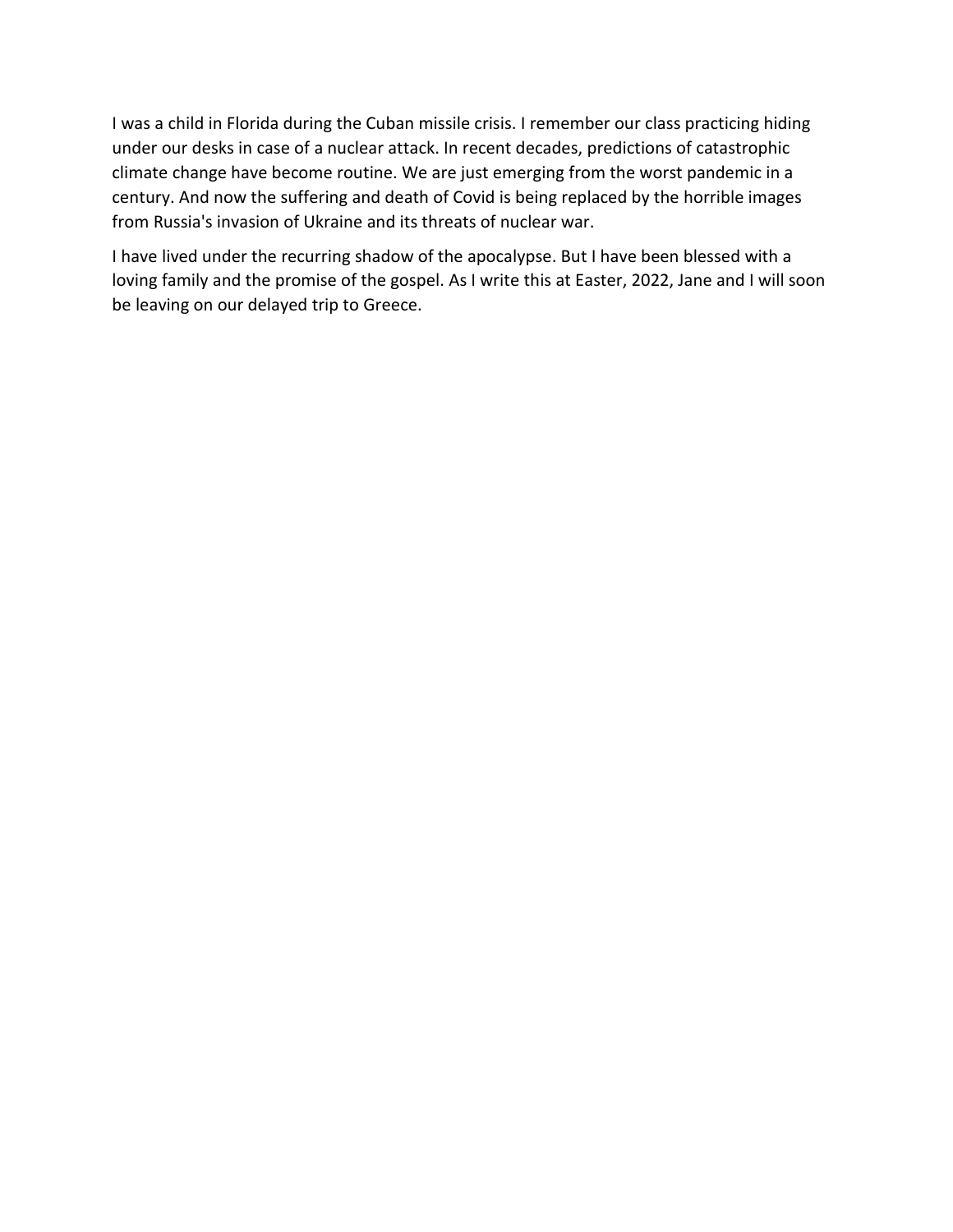I was a child in Florida during the Cuban missile crisis. I remember our class practicing hiding under our desks in case of a nuclear attack. In recent decades, predictions of catastrophic climate change have become routine. We are just emerging from the worst pandemic in a century. And now the suffering and death of Covid is being replaced by the horrible images from Russia's invasion of Ukraine and its threats of nuclear war.

I have lived under the recurring shadow of the apocalypse. But I have been blessed with a loving family and the promise of the gospel. As I write this at Easter, 2022, Jane and I will soon be leaving on our delayed trip to Greece.